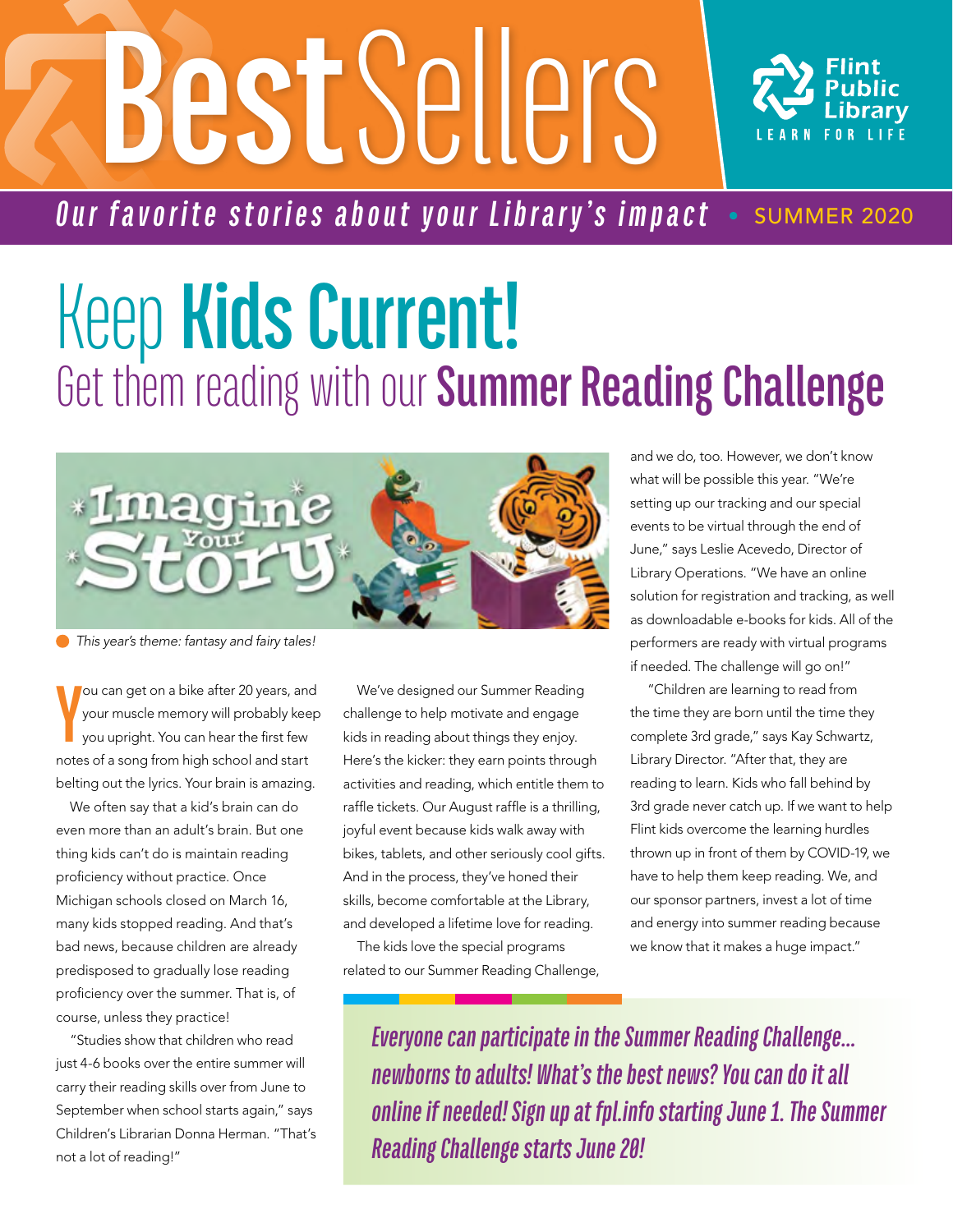# Best Sellers

Flint Public Library — LEARN FOR LIFE

*Our favorite stories about your Library's impact* • SUMMER 2020

# Keep **Kids Current!**

## Get them reading with our **Summer Reading Challenge**

*This year's theme: fantasy and fairy tales!*

You can get on a bike after 20 years, and your muscle memory will probably keep you upright. You can hear the first few notes of a song from high school and start belting out the lyrics. Your brain is amazing.

We often say that a kid's brain can do even more than an adult's brain. But one thing kids can't do is maintain reading proficiency without practice. Once Michigan schools closed on March 16, many kids stopped reading. And that's bad news, because children are already predisposed to gradually lose reading proficiency over the summer. That is, of course, unless they practice!

"Studies show that children who read just 4-6 books over the entire summer will carry their reading skills over from June to September when school starts again," says Children's Librarian Donna Herman. "That's not a lot of reading!"

We've designed our Summer Reading challenge to help motivate and engage kids in reading about things they enjoy. Here's the kicker: they earn points through activities and reading, which entitle them to raffle tickets. Our August raffle is a thrilling, joyful event because kids walk away with bikes, tablets, and other seriously cool gifts. And in the process, they've honed their skills, become comfortable at the Library, and developed a lifetime love for reading.

The kids love the special programs related to our Summer Reading Challenge, and we do, too. However, we don't know what will be possible this year. "We're setting up our tracking and our special events to be virtual through the end of June," says Leslie Acevedo, Director of Library Operations. "We have an online solution for registration and tracking, as well as downloadable e-books for kids. All of the performers are ready with virtual programs if needed. The challenge will go on!"

"Children are learning to read from the time they are born until the time they complete 3rd grade," says Kay Schwartz, Library Director. "After that, they are reading to learn. Kids who fall behind by 3rd grade never catch up. If we want to help Flint kids overcome the learning hurdles thrown up in front of them by COVID-19, we have to help them keep reading. We, and our sponsor partners, invest a lot of time and energy into summer reading because we know that it makes a huge impact."

*Everyone can participate in the Summer Reading Challenge... newborns to adults! What's the best news? You can do it all online if needed! Sign up at fpl.info starting June 1. The Summer Reading Challenge starts June 20!*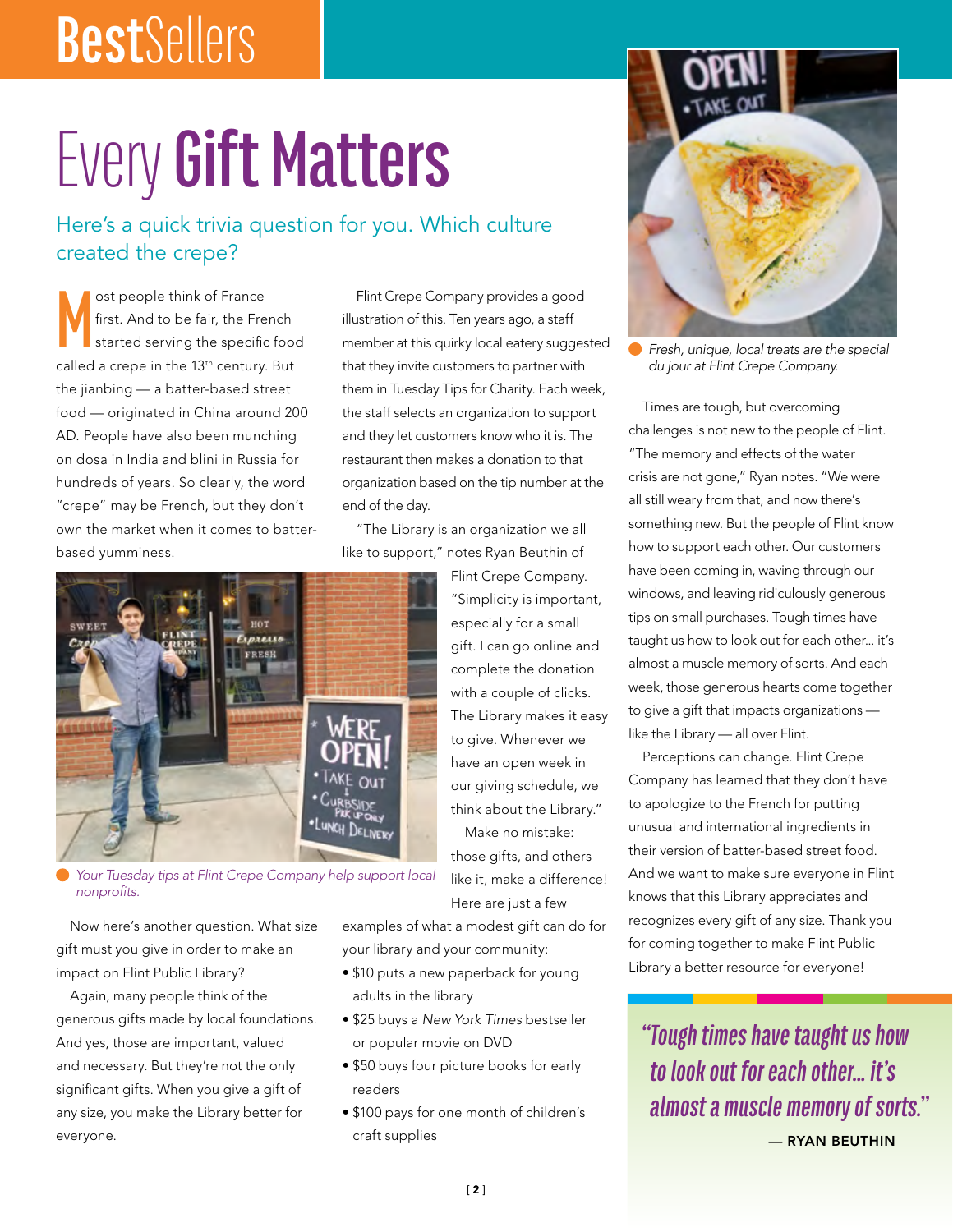# Every **Gift Matters**

## Here's a quick trivia question for you. Which culture created the crepe?

Most people think of France first. And to be fair, the French started serving the specific food called a crepe in the 13th century. But the jianbing — a batter-based street food — originated in China around 200 AD. People have also been munching on dosa in India and blini in Russia for hundreds of years. So clearly, the word "crepe" may be French, but they don't own the market when it comes to batter-based yumminess.

Flint Crepe Company provides a good illustration of this. Ten years ago, a staff member at this quirky local eatery suggested that they invite customers to partner with them in Tuesday Tips for Charity. Each week, the staff selects an organization to support and they let customers know who it is. The restaurant then makes a donation to that organization based on the tip number at the end of the day.

"The Library is an organization we all like to support," notes Ryan Beuthin of Flint Crepe Company. "Simplicity is important, especially for a small gift. I can go online and complete the donation with a couple of clicks. The Library makes it easy to give. Whenever we have an open week in our giving schedule, we think about the Library."

*Your Tuesday tips at Flint Crepe Company help support local nonprofits.*

Make no mistake: those gifts, and others like it, make a difference! Here are just a few examples of what a modest gift can do for your library and your community:

- $10 puts a new paperback for young adults in the library
- $25 buys a *New York Times* bestseller or popular movie on DVD
- $50 buys four picture books for early readers
- $100 pays for one month of children's craft supplies

Now here's another question. What size gift must you give in order to make an impact on Flint Public Library?

Again, many people think of the generous gifts made by local foundations. And yes, those are important, valued and necessary. But they're not the only significant gifts. When you give a gift of any size, you make the Library better for everyone.

*Fresh, unique, local treats are the special du jour at Flint Crepe Company.*

Times are tough, but overcoming challenges is not new to the people of Flint. "The memory and effects of the water crisis are not gone," Ryan notes. "We were all still weary from that, and now there's something new. But the people of Flint know how to support each other. Our customers have been coming in, waving through our windows, and leaving ridiculously generous tips on small purchases. Tough times have taught us how to look out for each other… it's almost a muscle memory of sorts. And each week, those generous hearts come together to give a gift that impacts organizations — like the Library — all over Flint.

Perceptions can change. Flint Crepe Company has learned that they don't have to apologize to the French for putting unusual and international ingredients in their version of batter-based street food. And we want to make sure everyone in Flint knows that this Library appreciates and recognizes every gift of any size. Thank you for coming together to make Flint Public Library a better resource for everyone!

> *"Tough times have taught us how to look out for each other… it's almost a muscle memory of sorts."*
>
> — RYAN BEUTHIN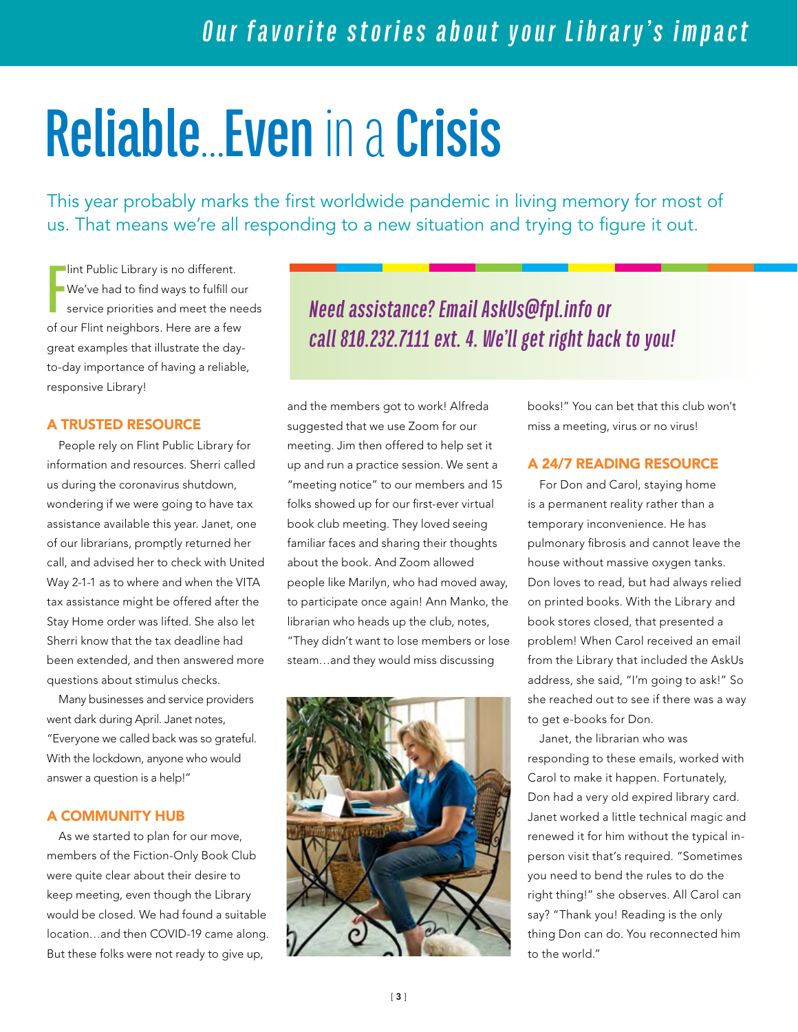# Reliable...Even in a Crisis

This year probably marks the first worldwide pandemic in living memory for most of us. That means we're all responding to a new situation and trying to figure it out.

Flint Public Library is no different. We've had to find ways to fulfill our service priorities and meet the needs of our Flint neighbors. Here are a few great examples that illustrate the day-to-day importance of having a reliable, responsive Library!

*Need assistance? Email AskUs@fpl.info or call 810.232.7111 ext. 4. We'll get right back to you!*

## A TRUSTED RESOURCE

People rely on Flint Public Library for information and resources. Sherri called us during the coronavirus shutdown, wondering if we were going to have tax assistance available this year. Janet, one of our librarians, promptly returned her call, and advised her to check with United Way 2-1-1 as to where and when the VITA tax assistance might be offered after the Stay Home order was lifted. She also let Sherri know that the tax deadline had been extended, and then answered more questions about stimulus checks.

Many businesses and service providers went dark during April. Janet notes, "Everyone we called back was so grateful. With the lockdown, anyone who would answer a question is a help!"

## A COMMUNITY HUB

As we started to plan for our move, members of the Fiction-Only Book Club were quite clear about their desire to keep meeting, even though the Library would be closed. We had found a suitable location…and then COVID-19 came along. But these folks were not ready to give up, and the members got to work! Alfreda suggested that we use Zoom for our meeting. Jim then offered to help set it up and run a practice session. We sent a "meeting notice" to our members and 15 folks showed up for our first-ever virtual book club meeting. They loved seeing familiar faces and sharing their thoughts about the book. And Zoom allowed people like Marilyn, who had moved away, to participate once again! Ann Manko, the librarian who heads up the club, notes, "They didn't want to lose members or lose steam…and they would miss discussing books!" You can bet that this club won't miss a meeting, virus or no virus!

## A 24/7 READING RESOURCE

For Don and Carol, staying home is a permanent reality rather than a temporary inconvenience. He has pulmonary fibrosis and cannot leave the house without massive oxygen tanks. Don loves to read, but had always relied on printed books. With the Library and book stores closed, that presented a problem! When Carol received an email from the Library that included the AskUs address, she said, "I'm going to ask!" So she reached out to see if there was a way to get e-books for Don.

Janet, the librarian who was responding to these emails, worked with Carol to make it happen. Fortunately, Don had a very old expired library card. Janet worked a little technical magic and renewed it for him without the typical in-person visit that's required. "Sometimes you need to bend the rules to do the right thing!" she observes. All Carol can say? "Thank you! Reading is the only thing Don can do. You reconnected him to the world."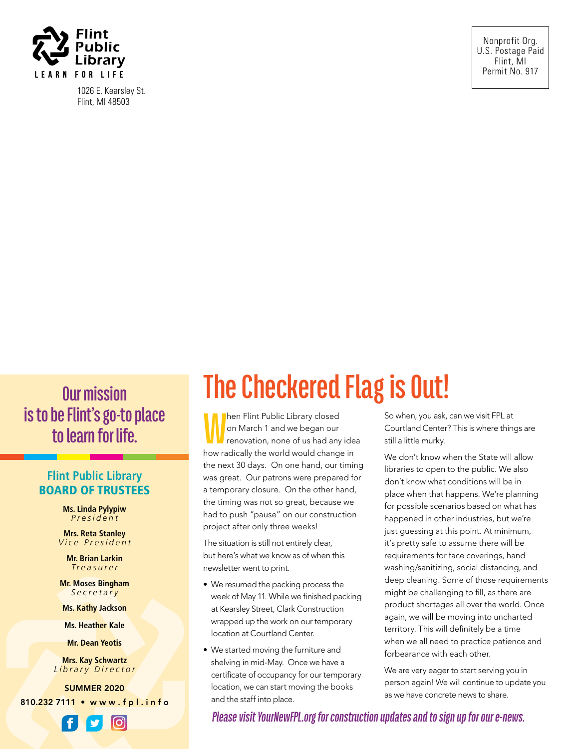Flint Public Library

LEARN FOR LIFE

1026 E. Kearsley St.
Flint, MI 48503

Nonprofit Org.
U.S. Postage Paid
Flint, MI
Permit No. 917

## Our mission is to be Flint's go-to place to learn for life.

### Flint Public Library BOARD OF TRUSTEES

**Ms. Linda Pylypiw**
*President*

**Mrs. Reta Stanley**
*Vice President*

**Mr. Brian Larkin**
*Treasurer*

**Mr. Moses Bingham**
*Secretary*

**Ms. Kathy Jackson**

**Ms. Heather Kale**

**Mr. Dean Yeotis**

**Mrs. Kay Schwartz**
*Library Director*

**SUMMER 2020**

**810.232 7111 • www.fpl.info**

# The Checkered Flag is Out!

When Flint Public Library closed on March 1 and we began our renovation, none of us had any idea how radically the world would change in the next 30 days. On one hand, our timing was great. Our patrons were prepared for a temporary closure. On the other hand, the timing was not so great, because we had to push "pause" on our construction project after only three weeks!

The situation is still not entirely clear, but here's what we know as of when this newsletter went to print.

- We resumed the packing process the week of May 11. While we finished packing at Kearsley Street, Clark Construction wrapped up the work on our temporary location at Courtland Center.
- We started moving the furniture and shelving in mid-May. Once we have a certificate of occupancy for our temporary location, we can start moving the books and the staff into place.

So when, you ask, can we visit FPL at Courtland Center? This is where things are still a little murky.

We don't know when the State will allow libraries to open to the public. We also don't know what conditions will be in place when that happens. We're planning for possible scenarios based on what has happened in other industries, but we're just guessing at this point. At minimum, it's pretty safe to assume there will be requirements for face coverings, hand washing/sanitizing, social distancing, and deep cleaning. Some of those requirements might be challenging to fill, as there are product shortages all over the world. Once again, we will be moving into uncharted territory. This will definitely be a time when we all need to practice patience and forbearance with each other.

We are very eager to start serving you in person again! We will continue to update you as we have concrete news to share.

***Please visit YourNewFPL.org for construction updates and to sign up for our e-news.***